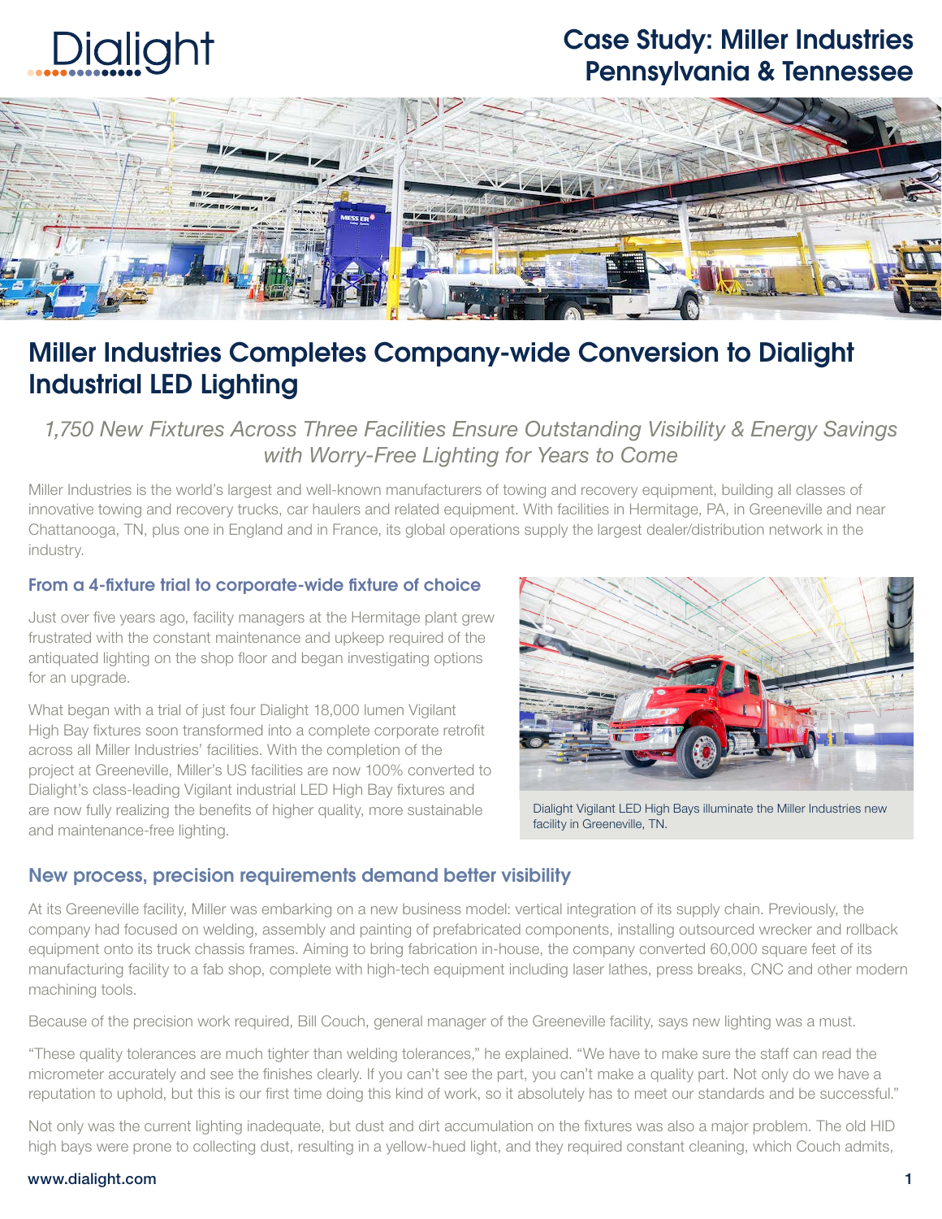# Case Study: Miller Industries Pennsylvania & Tennessee

## Miller Industries Completes Company-wide Conversion to Dialight Industrial LED Lighting

*1,750 New Fixtures Across Three Facilities Ensure Outstanding Visibility & Energy Savings with Worry-Free Lighting for Years to Come*

Miller Industries is the world's largest and well-known manufacturers of towing and recovery equipment, building all classes of innovative towing and recovery trucks, car haulers and related equipment. With facilities in Hermitage, PA, in Greeneville and near Chattanooga, TN, plus one in England and in France, its global operations supply the largest dealer/distribution network in the industry.

### From a 4-fixture trial to corporate-wide fixture of choice

Just over five years ago, facility managers at the Hermitage plant grew frustrated with the constant maintenance and upkeep required of the antiquated lighting on the shop floor and began investigating options for an upgrade.

What began with a trial of just four Dialight 18,000 lumen Vigilant High Bay fixtures soon transformed into a complete corporate retrofit across all Miller Industries' facilities. With the completion of the project at Greeneville, Miller's US facilities are now 100% converted to Dialight's class-leading Vigilant industrial LED High Bay fixtures and are now fully realizing the benefits of higher quality, more sustainable and maintenance-free lighting.

Dialight Vigilant LED High Bays illuminate the Miller Industries new facility in Greeneville, TN.

### New process, precision requirements demand better visibility

At its Greeneville facility, Miller was embarking on a new business model: vertical integration of its supply chain. Previously, the company had focused on welding, assembly and painting of prefabricated components, installing outsourced wrecker and rollback equipment onto its truck chassis frames. Aiming to bring fabrication in-house, the company converted 60,000 square feet of its manufacturing facility to a fab shop, complete with high-tech equipment including laser lathes, press breaks, CNC and other modern machining tools.

Because of the precision work required, Bill Couch, general manager of the Greeneville facility, says new lighting was a must.

"These quality tolerances are much tighter than welding tolerances," he explained. "We have to make sure the staff can read the micrometer accurately and see the finishes clearly. If you can't see the part, you can't make a quality part. Not only do we have a reputation to uphold, but this is our first time doing this kind of work, so it absolutely has to meet our standards and be successful."

Not only was the current lighting inadequate, but dust and dirt accumulation on the fixtures was also a major problem. The old HID high bays were prone to collecting dust, resulting in a yellow-hued light, and they required constant cleaning, which Couch admits,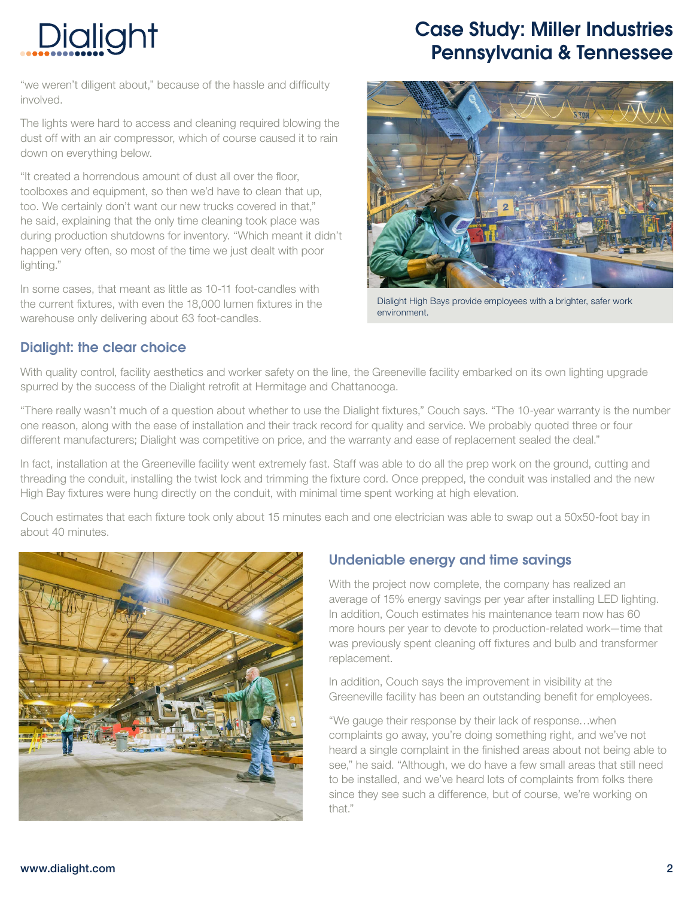"we weren't diligent about," because of the hassle and difficulty involved.

The lights were hard to access and cleaning required blowing the dust off with an air compressor, which of course caused it to rain down on everything below.

"It created a horrendous amount of dust all over the floor, toolboxes and equipment, so then we'd have to clean that up, too. We certainly don't want our new trucks covered in that," he said, explaining that the only time cleaning took place was during production shutdowns for inventory. "Which meant it didn't happen very often, so most of the time we just dealt with poor lighting."

In some cases, that meant as little as 10-11 foot-candles with the current fixtures, with even the 18,000 lumen fixtures in the warehouse only delivering about 63 foot-candles.

Dialight High Bays provide employees with a brighter, safer work environment.

## Dialight: the clear choice

With quality control, facility aesthetics and worker safety on the line, the Greeneville facility embarked on its own lighting upgrade spurred by the success of the Dialight retrofit at Hermitage and Chattanooga.

"There really wasn't much of a question about whether to use the Dialight fixtures," Couch says. "The 10-year warranty is the number one reason, along with the ease of installation and their track record for quality and service. We probably quoted three or four different manufacturers; Dialight was competitive on price, and the warranty and ease of replacement sealed the deal."

In fact, installation at the Greeneville facility went extremely fast. Staff was able to do all the prep work on the ground, cutting and threading the conduit, installing the twist lock and trimming the fixture cord. Once prepped, the conduit was installed and the new High Bay fixtures were hung directly on the conduit, with minimal time spent working at high elevation.

Couch estimates that each fixture took only about 15 minutes each and one electrician was able to swap out a 50x50-foot bay in about 40 minutes.

## Undeniable energy and time savings

With the project now complete, the company has realized an average of 15% energy savings per year after installing LED lighting. In addition, Couch estimates his maintenance team now has 60 more hours per year to devote to production-related work—time that was previously spent cleaning off fixtures and bulb and transformer replacement.

In addition, Couch says the improvement in visibility at the Greeneville facility has been an outstanding benefit for employees.

"We gauge their response by their lack of response…when complaints go away, you're doing something right, and we've not heard a single complaint in the finished areas about not being able to see," he said. "Although, we do have a few small areas that still need to be installed, and we've heard lots of complaints from folks there since they see such a difference, but of course, we're working on that."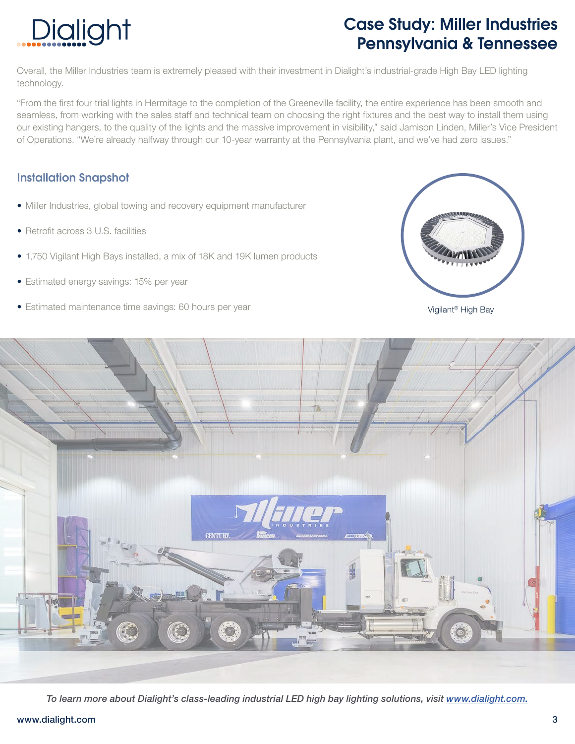# Case Study: Miller Industries Pennsylvania & Tennessee

Overall, the Miller Industries team is extremely pleased with their investment in Dialight's industrial-grade High Bay LED lighting technology.

"From the first four trial lights in Hermitage to the completion of the Greeneville facility, the entire experience has been smooth and seamless, from working with the sales staff and technical team on choosing the right fixtures and the best way to install them using our existing hangers, to the quality of the lights and the massive improvement in visibility," said Jamison Linden, Miller's Vice President of Operations. "We're already halfway through our 10-year warranty at the Pennsylvania plant, and we've had zero issues."

## Installation Snapshot

- Miller Industries, global towing and recovery equipment manufacturer
- Retrofit across 3 U.S. facilities
- 1,750 Vigilant High Bays installed, a mix of 18K and 19K lumen products
- Estimated energy savings: 15% per year
- Estimated maintenance time savings: 60 hours per year

Vigilant® High Bay

*To learn more about Dialight's class-leading industrial LED high bay lighting solutions, visit [www.dialight.com.](www.dialight.com)*